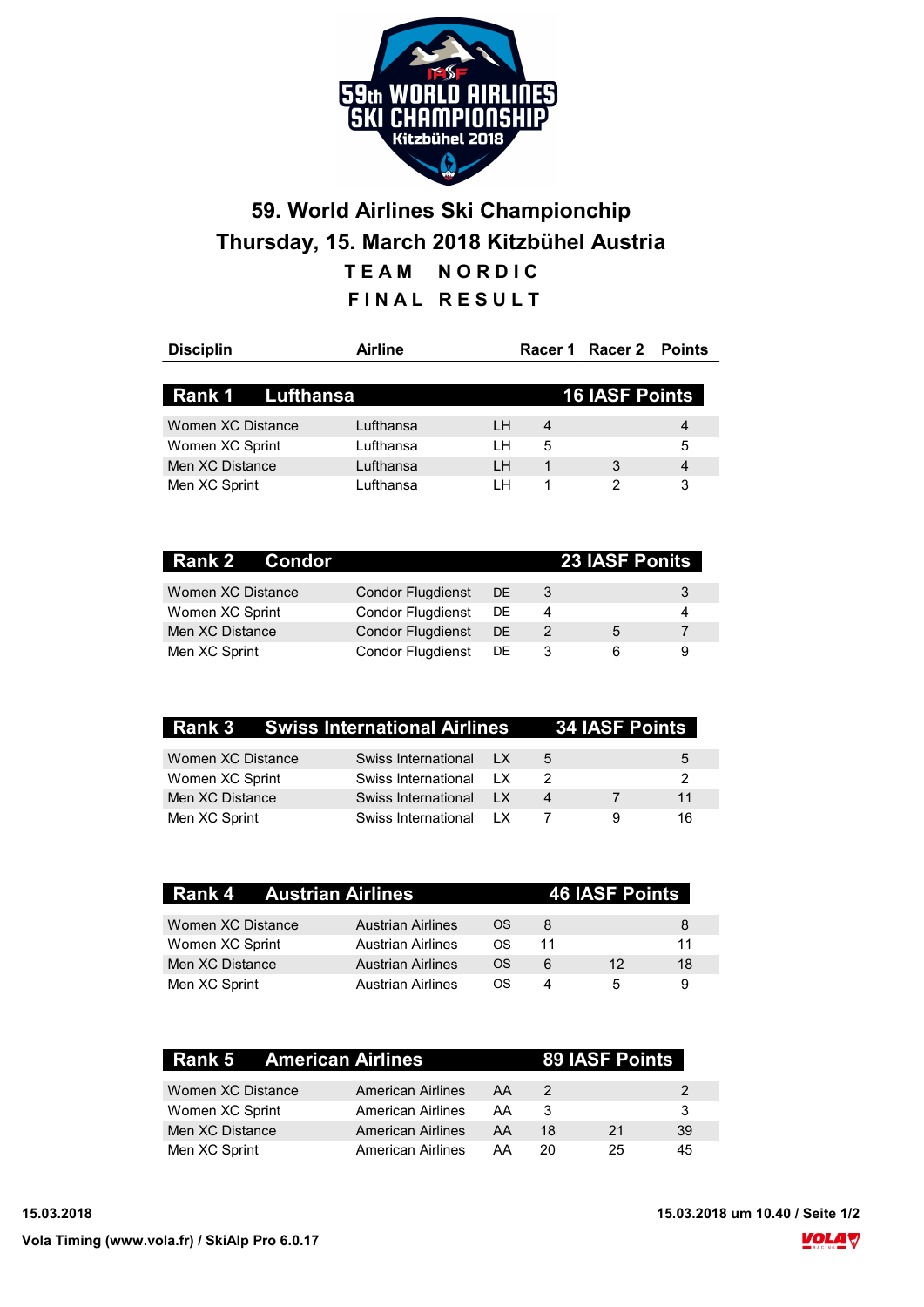# 59. World Airlines Ski Championchip

## Thursday, 15. March 2018 Kitzbühel Austria

### TEAM NORDIC

### FINAL RESULT

| Disciplin | Airline | | Racer 1 | Racer 2 | Points |
|---|---|---|---|---|---|
| **Rank 1 Lufthansa** | | | **16 IASF Points** | | |
| Women XC Distance | Lufthansa | LH | 4 | | 4 |
| Women XC Sprint | Lufthansa | LH | 5 | | 5 |
| Men XC Distance | Lufthansa | LH | 1 | 3 | 4 |
| Men XC Sprint | Lufthansa | LH | 1 | 2 | 3 |
| **Rank 2 Condor** | | | **23 IASF Ponits** | | |
| Women XC Distance | Condor Flugdienst | DE | 3 | | 3 |
| Women XC Sprint | Condor Flugdienst | DE | 4 | | 4 |
| Men XC Distance | Condor Flugdienst | DE | 2 | 5 | 7 |
| Men XC Sprint | Condor Flugdienst | DE | 3 | 6 | 9 |
| **Rank 3 Swiss International Airlines** | | | **34 IASF Points** | | |
| Women XC Distance | Swiss International | LX | 5 | | 5 |
| Women XC Sprint | Swiss International | LX | 2 | | 2 |
| Men XC Distance | Swiss International | LX | 4 | 7 | 11 |
| Men XC Sprint | Swiss International | LX | 7 | 9 | 16 |
| **Rank 4 Austrian Airlines** | | | **46 IASF Points** | | |
| Women XC Distance | Austrian Airlines | OS | 8 | | 8 |
| Women XC Sprint | Austrian Airlines | OS | 11 | | 11 |
| Men XC Distance | Austrian Airlines | OS | 6 | 12 | 18 |
| Men XC Sprint | Austrian Airlines | OS | 4 | 5 | 9 |
| **Rank 5 American Airlines** | | | **89 IASF Points** | | |
| Women XC Distance | American Airlines | AA | 2 | | 2 |
| Women XC Sprint | American Airlines | AA | 3 | | 3 |
| Men XC Distance | American Airlines | AA | 18 | 21 | 39 |
| Men XC Sprint | American Airlines | AA | 20 | 25 | 45 |

**15.03.2018** **15.03.2018 um 10.40 / Seite 1/2**

**Vola Timing (www.vola.fr) / SkiAlp Pro 6.0.17**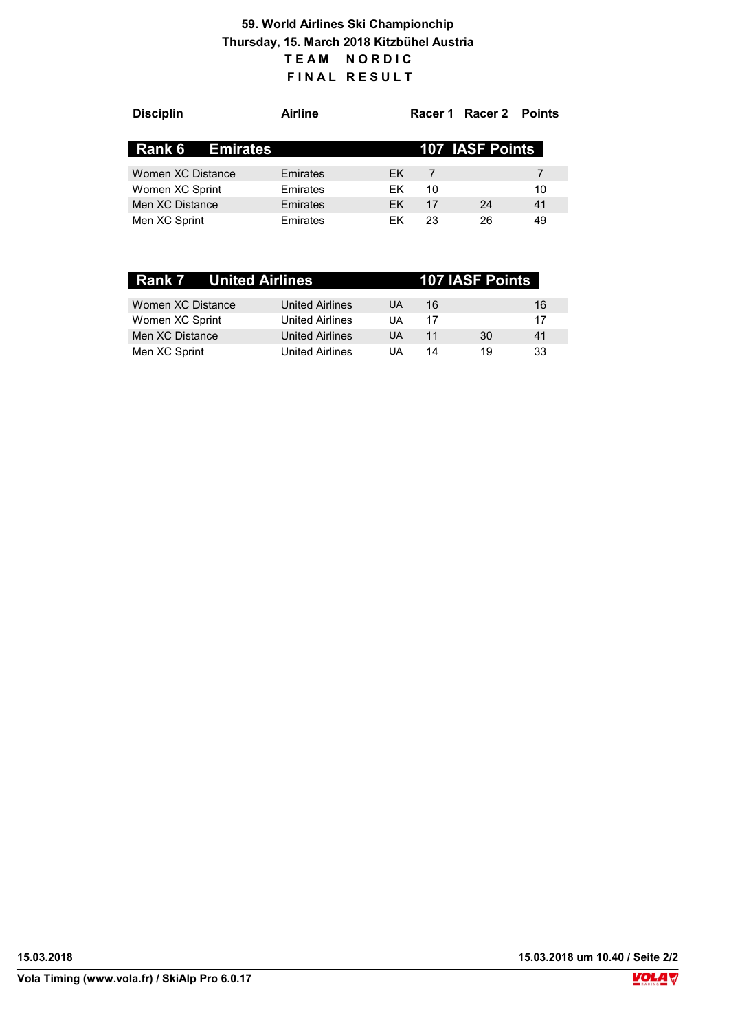**59. World Airlines Ski Championchip**
**Thursday, 15. March 2018 Kitzbühel Austria**
**TEAM NORDIC**
**FINAL RESULT**

| Disciplin | Airline | | Racer 1 | Racer 2 | Points |
|---|---|---|---|---|---|
| **Rank 6 Emirates** | | | **107 IASF Points** | | |
| Women XC Distance | Emirates | EK | 7 | | 7 |
| Women XC Sprint | Emirates | EK | 10 | | 10 |
| Men XC Distance | Emirates | EK | 17 | 24 | 41 |
| Men XC Sprint | Emirates | EK | 23 | 26 | 49 |
| **Rank 7 United Airlines** | | | **107 IASF Points** | | |
| Women XC Distance | United Airlines | UA | 16 | | 16 |
| Women XC Sprint | United Airlines | UA | 17 | | 17 |
| Men XC Distance | United Airlines | UA | 11 | 30 | 41 |
| Men XC Sprint | United Airlines | UA | 14 | 19 | 33 |

**15.03.2018** **15.03.2018 um 10.40**

**Vola Timing (www.vola.fr) / SkiAlp Pro 6.0.17**